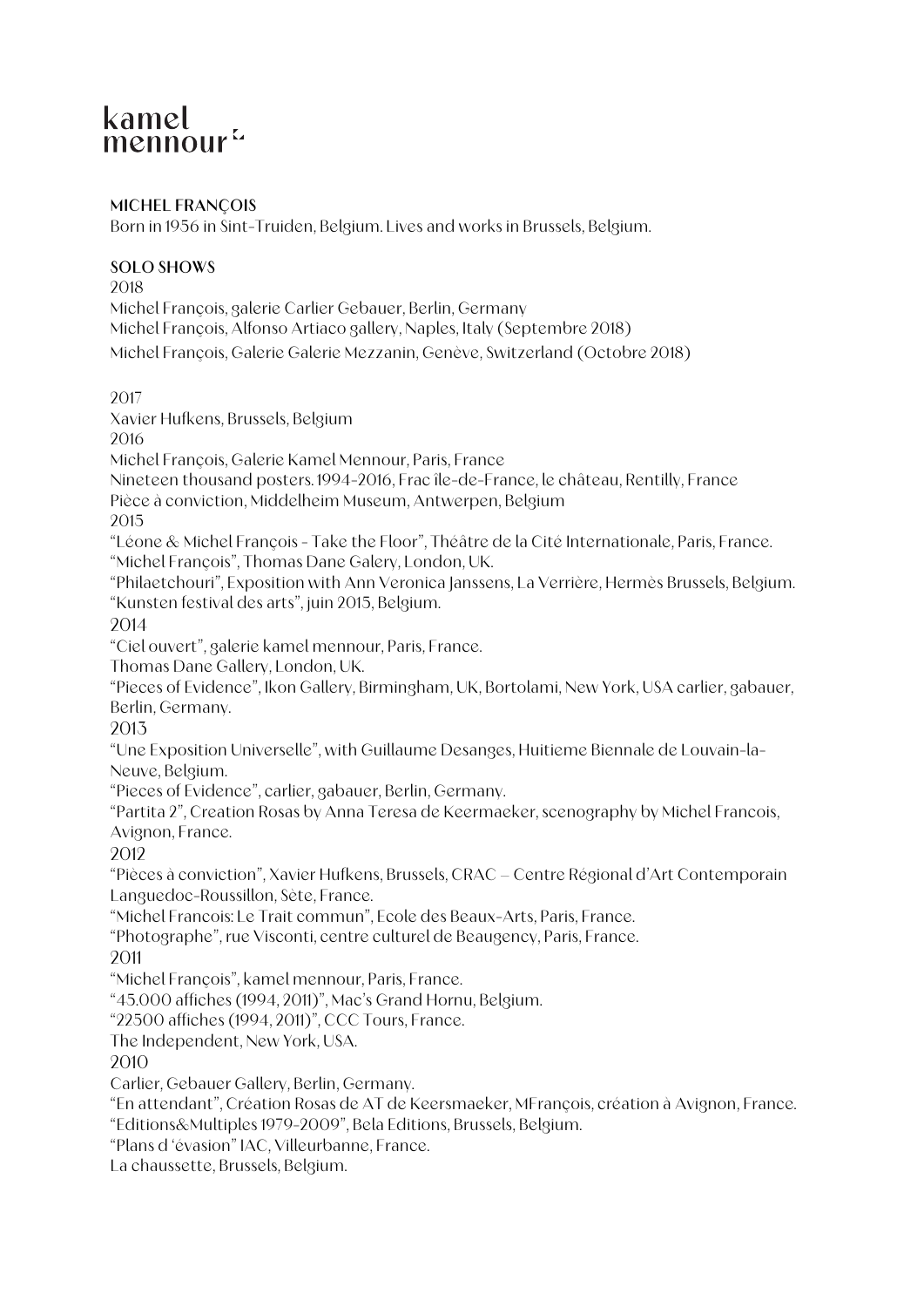kamel
mennour

**MICHEL FRANÇOIS**

Born in 1956 in Sint-Truiden, Belgium. Lives and works in Brussels, Belgium.

**SOLO SHOWS**

2018

Michel François, galerie Carlier Gebauer, Berlin, Germany

Michel François, Alfonso Artiaco gallery, Naples, Italy (Septembre 2018)

Michel François, Galerie Galerie Mezzanin, Genève, Switzerland (Octobre 2018)

2017

Xavier Hufkens, Brussels, Belgium

2016

Michel François, Galerie Kamel Mennour, Paris, France

Nineteen thousand posters. 1994-2016, Frac île-de-France, le château, Rentilly, France

Pièce à conviction, Middelheim Museum, Antwerpen, Belgium

2015

"Léone & Michel François - Take the Floor", Théâtre de la Cité Internationale, Paris, France.

"Michel François", Thomas Dane Galery, London, UK.

"Philaetchouri", Exposition with Ann Veronica Janssens, La Verrière, Hermès Brussels, Belgium.

"Kunsten festival des arts", juin 2015, Belgium.

2014

"Ciel ouvert", galerie kamel mennour, Paris, France.

Thomas Dane Gallery, London, UK.

"Pieces of Evidence", Ikon Gallery, Birmingham, UK, Bortolami, New York, USA carlier, gabauer, Berlin, Germany.

2013

"Une Exposition Universelle", with Guillaume Desanges, Huitieme Biennale de Louvain-la-Neuve, Belgium.

"Pieces of Evidence", carlier, gabauer, Berlin, Germany.

"Partita 2", Creation Rosas by Anna Teresa de Keermaeker, scenography by Michel Francois, Avignon, France.

2012

"Pièces à conviction", Xavier Hufkens, Brussels, CRAC – Centre Régional d'Art Contemporain Languedoc-Roussillon, Sète, France.

"Michel Francois: Le Trait commun", Ecole des Beaux-Arts, Paris, France.

"Photographe", rue Visconti, centre culturel de Beaugency, Paris, France.

2011

"Michel François", kamel mennour, Paris, France.

"45.000 affiches (1994, 2011)", Mac's Grand Hornu, Belgium.

"22500 affiches (1994, 2011)", CCC Tours, France.

The Independent, New York, USA.

2010

Carlier, Gebauer Gallery, Berlin, Germany.

"En attendant", Création Rosas de AT de Keersmaeker, MFrançois, création à Avignon, France.

"Editions&Multiples 1979-2009", Bela Editions, Brussels, Belgium.

"Plans d 'évasion" IAC, Villeurbanne, France.

La chaussette, Brussels, Belgium.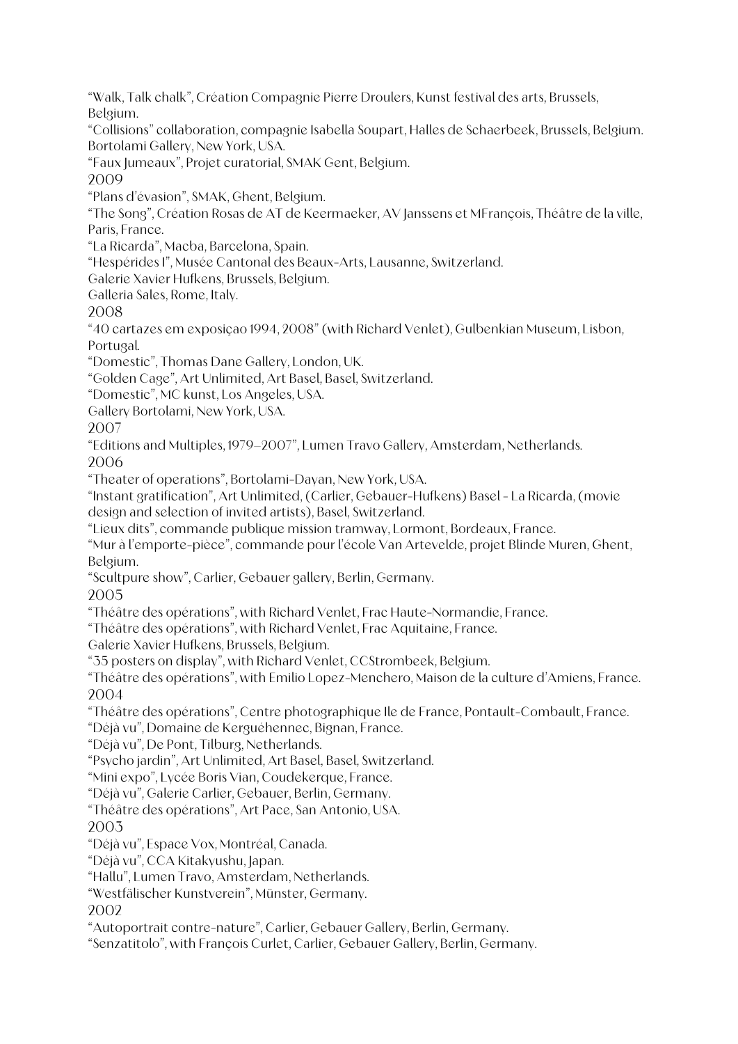"Walk, Talk chalk", Création Compagnie Pierre Droulers, Kunst festival des arts, Brussels, Belgium.
"Collisions" collaboration, compagnie Isabella Soupart, Halles de Schaerbeek, Brussels, Belgium.
Bortolami Gallery, New York, USA.
"Faux Jumeaux", Projet curatorial, SMAK Gent, Belgium.

2009

"Plans d'évasion", SMAK, Ghent, Belgium.
"The Song", Création Rosas de AT de Keermaeker, AV Janssens et MFrançois, Théâtre de la ville, Paris, France.
"La Ricarda", Macba, Barcelona, Spain.
"Hespérides I", Musée Cantonal des Beaux-Arts, Lausanne, Switzerland.
Galerie Xavier Hufkens, Brussels, Belgium.
Galleria Sales, Rome, Italy.

2008

"40 cartazes em exposiçao 1994, 2008" (with Richard Venlet), Gulbenkian Museum, Lisbon, Portugal.
"Domestic", Thomas Dane Gallery, London, UK.
"Golden Cage", Art Unlimited, Art Basel, Basel, Switzerland.
"Domestic", MC kunst, Los Angeles, USA.
Gallery Bortolami, New York, USA.

2007

"Editions and Multiples, 1979–2007", Lumen Travo Gallery, Amsterdam, Netherlands.

2006

"Theater of operations", Bortolami-Dayan, New York, USA.
"Instant gratification", Art Unlimited, (Carlier, Gebauer-Hufkens) Basel - La Ricarda, (movie design and selection of invited artists), Basel, Switzerland.
"Lieux dits", commande publique mission tramway, Lormont, Bordeaux, France.
"Mur à l'emporte-pièce", commande pour l'école Van Artevelde, projet Blinde Muren, Ghent, Belgium.
"Scultpure show", Carlier, Gebauer gallery, Berlin, Germany.

2005

"Théâtre des opérations", with Richard Venlet, Frac Haute-Normandie, France.
"Théâtre des opérations", with Richard Venlet, Frac Aquitaine, France.
Galerie Xavier Hufkens, Brussels, Belgium.
"35 posters on display", with Richard Venlet, CCStrombeek, Belgium.
"Théâtre des opérations", with Emilio Lopez-Menchero, Maison de la culture d'Amiens, France.

2004

"Théâtre des opérations", Centre photographique Ile de France, Pontault-Combault, France.
"Déjà vu", Domaine de Kerguéhennec, Bignan, France.
"Déjà vu", De Pont, Tilburg, Netherlands.
"Psycho jardin", Art Unlimited, Art Basel, Basel, Switzerland.
"Mini expo", Lycée Boris Vian, Coudekerque, France.
"Déjà vu", Galerie Carlier, Gebauer, Berlin, Germany.
"Théâtre des opérations", Art Pace, San Antonio, USA.

2003

"Déjà vu", Espace Vox, Montréal, Canada.
"Déjà vu", CCA Kitakyushu, Japan.
"Hallu", Lumen Travo, Amsterdam, Netherlands.
"Westfälischer Kunstverein", Münster, Germany.

2002

"Autoportrait contre-nature", Carlier, Gebauer Gallery, Berlin, Germany.
"Senzatitolo", with François Curlet, Carlier, Gebauer Gallery, Berlin, Germany.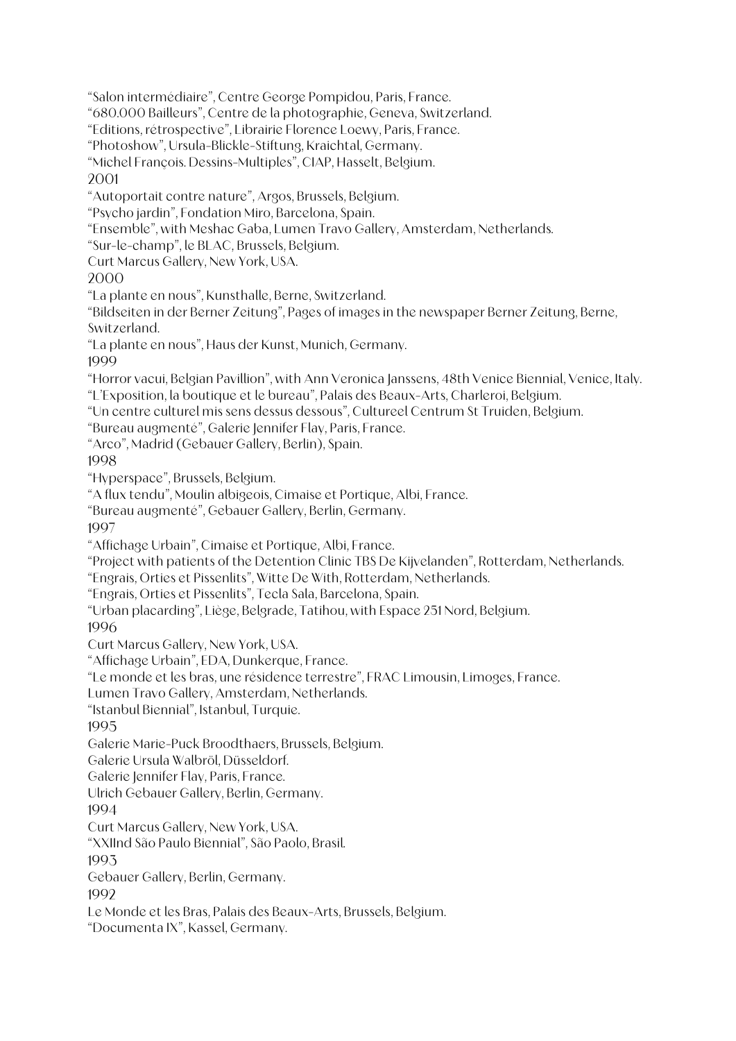“Salon intermédiaire”, Centre George Pompidou, Paris, France.
“680.000 Bailleurs”, Centre de la photographie, Geneva, Switzerland.
“Editions, rétrospective”, Librairie Florence Loewy, Paris, France.
“Photoshow”, Ursula-Blickle-Stiftung, Kraichtal, Germany.
“Michel François. Dessins-Multiples”, CIAP, Hasselt, Belgium.

2001

“Autoportait contre nature”, Argos, Brussels, Belgium.
“Psycho jardin”, Fondation Miro, Barcelona, Spain.
“Ensemble”, with Meshac Gaba, Lumen Travo Gallery, Amsterdam, Netherlands.
“Sur-le-champ”, le BLAC, Brussels, Belgium.
Curt Marcus Gallery, New York, USA.

2000

“La plante en nous”, Kunsthalle, Berne, Switzerland.
“Bildseiten in der Berner Zeitung”, Pages of images in the newspaper Berner Zeitung, Berne, Switzerland.
“La plante en nous”, Haus der Kunst, Munich, Germany.

1999

“Horror vacui, Belgian Pavillion”, with Ann Veronica Janssens, 48th Venice Biennial, Venice, Italy.
“L’Exposition, la boutique et le bureau”, Palais des Beaux-Arts, Charleroi, Belgium.
“Un centre culturel mis sens dessus dessous”, Cultureel Centrum St Truiden, Belgium.
“Bureau augmenté”, Galerie Jennifer Flay, Paris, France.
“Arco”, Madrid (Gebauer Gallery, Berlin), Spain.

1998

“Hyperspace”, Brussels, Belgium.
“A flux tendu”, Moulin albigeois, Cimaise et Portique, Albi, France.
“Bureau augmenté”, Gebauer Gallery, Berlin, Germany.

1997

“Affichage Urbain”, Cimaise et Portique, Albi, France.
“Project with patients of the Detention Clinic TBS De Kijvelanden”, Rotterdam, Netherlands.
“Engrais, Orties et Pissenlits”, Witte De With, Rotterdam, Netherlands.
“Engrais, Orties et Pissenlits”, Tecla Sala, Barcelona, Spain.
“Urban placarding”, Liège, Belgrade, Tatihou, with Espace 251 Nord, Belgium.

1996

Curt Marcus Gallery, New York, USA.
“Affichage Urbain”, EDA, Dunkerque, France.
“Le monde et les bras, une résidence terrestre”, FRAC Limousin, Limoges, France.
Lumen Travo Gallery, Amsterdam, Netherlands.
“Istanbul Biennial”, Istanbul, Turquie.

1995

Galerie Marie-Puck Broodthaers, Brussels, Belgium.
Galerie Ursula Walbröl, Düsseldorf.
Galerie Jennifer Flay, Paris, France.
Ulrich Gebauer Gallery, Berlin, Germany.

1994

Curt Marcus Gallery, New York, USA.
“XXIInd São Paulo Biennial”, São Paolo, Brasil.

1993

Gebauer Gallery, Berlin, Germany.

1992

Le Monde et les Bras, Palais des Beaux-Arts, Brussels, Belgium.
“Documenta IX”, Kassel, Germany.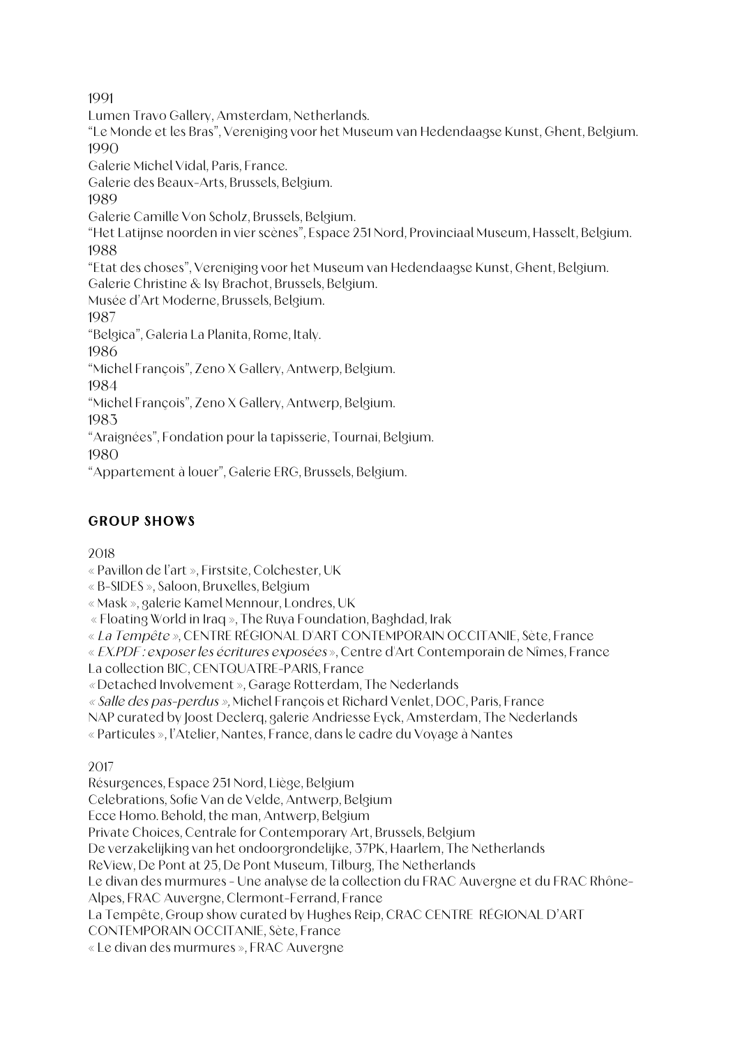1991
Lumen Travo Gallery, Amsterdam, Netherlands.
“Le Monde et les Bras”, Vereniging voor het Museum van Hedendaagse Kunst, Ghent, Belgium.
1990
Galerie Michel Vidal, Paris, France.
Galerie des Beaux-Arts, Brussels, Belgium.
1989
Galerie Camille Von Scholz, Brussels, Belgium.
“Het Latijnse noorden in vier scènes”, Espace 251 Nord, Provinciaal Museum, Hasselt, Belgium.
1988
“Etat des choses”, Vereniging voor het Museum van Hedendaagse Kunst, Ghent, Belgium.
Galerie Christine & Isy Brachot, Brussels, Belgium.
Musée d’Art Moderne, Brussels, Belgium.
1987
“Belgica”, Galeria La Planita, Rome, Italy.
1986
“Michel François”, Zeno X Gallery, Antwerp, Belgium.
1984
“Michel François”, Zeno X Gallery, Antwerp, Belgium.
1983
“Araignées”, Fondation pour la tapisserie, Tournai, Belgium.
1980
“Appartement à louer”, Galerie ERG, Brussels, Belgium.

## GROUP SHOWS

2018
« Pavillon de l’art », Firstsite, Colchester, UK
« B-SIDES », Saloon, Bruxelles, Belgium
« Mask », galerie Kamel Mennour, Londres, UK
« Floating World in Iraq », The Ruya Foundation, Baghdad, Irak
« *La Tempête* », CENTRE RÉGIONAL D'ART CONTEMPORAIN OCCITANIE, Sète, France
« *EX.PDF : exposer les écritures exposées* », Centre d'Art Contemporain de Nîmes, France
La collection BIC, CENTQUATRE-PARIS, France
« Detached Involvement », Garage Rotterdam, The Nederlands
*« Salle des pas-perdus »,* Michel François et Richard Venlet, DOC, Paris, France
NAP curated by Joost Declerq, galerie Andriesse Eyck, Amsterdam, The Nederlands
« Particules », l’Atelier, Nantes, France, dans le cadre du Voyage à Nantes

2017
Résurgences, Espace 251 Nord, Liège, Belgium
Celebrations, Sofie Van de Velde, Antwerp, Belgium
Ecce Homo. Behold, the man, Antwerp, Belgium
Private Choices, Centrale for Contemporary Art, Brussels, Belgium
De verzakelijking van het ondoorgrondelijke, 37PK, Haarlem, The Netherlands
ReView, De Pont at 25, De Pont Museum, Tilburg, The Netherlands
Le divan des murmures - Une analyse de la collection du FRAC Auvergne et du FRAC Rhône-Alpes, FRAC Auvergne, Clermont-Ferrand, France
La Tempête, Group show curated by Hughes Reip, CRAC CENTRE RÉGIONAL D’ART CONTEMPORAIN OCCITANIE, Sète, France
« Le divan des murmures », FRAC Auvergne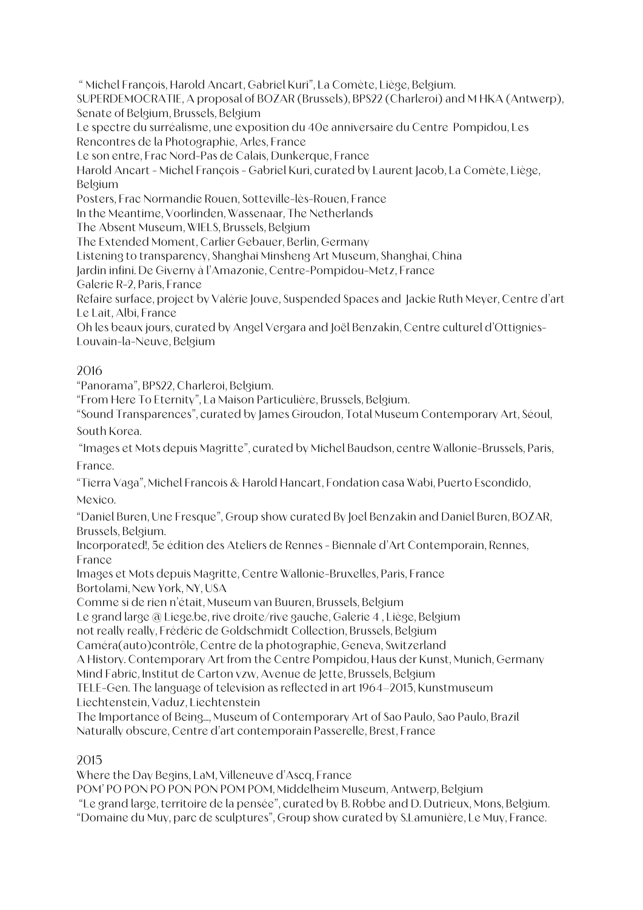" Michel François, Harold Ancart, Gabriel Kuri", La Comète, Liège, Belgium.
SUPERDEMOCRATIE, A proposal of BOZAR (Brussels), BPS22 (Charleroi) and M HKA (Antwerp), Senate of Belgium, Brussels, Belgium
Le spectre du surréalisme, une exposition du 40e anniversaire du Centre Pompidou, Les Rencontres de la Photographie, Arles, France
Le son entre, Frac Nord-Pas de Calais, Dunkerque, France
Harold Ancart - Michel François - Gabriel Kuri, curated by Laurent Jacob, La Comète, Liège, Belgium
Posters, Frac Normandie Rouen, Sotteville-lès-Rouen, France
In the Meantime, Voorlinden, Wassenaar, The Netherlands
The Absent Museum, WIELS, Brussels, Belgium
The Extended Moment, Carlier Gebauer, Berlin, Germany
Listening to transparency, Shanghai Minsheng Art Museum, Shanghai, China
Jardin infini. De Giverny à l'Amazonie, Centre-Pompidou-Metz, France
Galerie R-2, Paris, France
Refaire surface, project by Valérie Jouve, Suspended Spaces and Jackie Ruth Meyer, Centre d'art Le Lait, Albi, France
Oh les beaux jours, curated by Angel Vergara and Joël Benzakin, Centre culturel d'Ottignies-Louvain-la-Neuve, Belgium

2016
"Panorama", BPS22, Charleroi, Belgium.
"From Here To Eternity", La Maison Particulière, Brussels, Belgium.
"Sound Transparences", curated by James Giroudon, Total Museum Contemporary Art, Séoul, South Korea.
"Images et Mots depuis Magritte", curated by Michel Baudson, centre Wallonie-Brussels, Paris, France.
"Tierra Vaga", Michel Francois & Harold Hancart, Fondation casa Wabi, Puerto Escondido, Mexico.
"Daniel Buren, Une Fresque", Group show curated By Joel Benzakin and Daniel Buren, BOZAR, Brussels, Belgium.
Incorporated!, 5e édition des Ateliers de Rennes - Biennale d'Art Contemporain, Rennes, France
Images et Mots depuis Magritte, Centre Wallonie-Bruxelles, Paris, France
Bortolami, New York, NY, USA
Comme si de rien n'était, Museum van Buuren, Brussels, Belgium
Le grand large @ Liege.be, rive droite/rive gauche, Galerie 4 , Liège, Belgium
not really really, Frédéric de Goldschmidt Collection, Brussels, Belgium
Caméra(auto)contrôle, Centre de la photographie, Geneva, Switzerland
A History. Contemporary Art from the Centre Pompidou, Haus der Kunst, Munich, Germany
Mind Fabric, Institut de Carton vzw, Avenue de Jette, Brussels, Belgium
TELE-Gen. The language of television as reflected in art 1964–2015, Kunstmuseum Liechtenstein, Vaduz, Liechtenstein
The Importance of Being..., Museum of Contemporary Art of Sao Paulo, Sao Paulo, Brazil
Naturally obscure, Centre d'art contemporain Passerelle, Brest, France

2015
Where the Day Begins, LaM, Villeneuve d'Ascq, France
POM' PO PON PO PON PON POM POM, Middelheim Museum, Antwerp, Belgium
"Le grand large, territoire de la pensée", curated by B. Robbe and D. Dutrieux, Mons, Belgium.
"Domaine du Muy, parc de sculptures", Group show curated by S.Lamunière, Le Muy, France.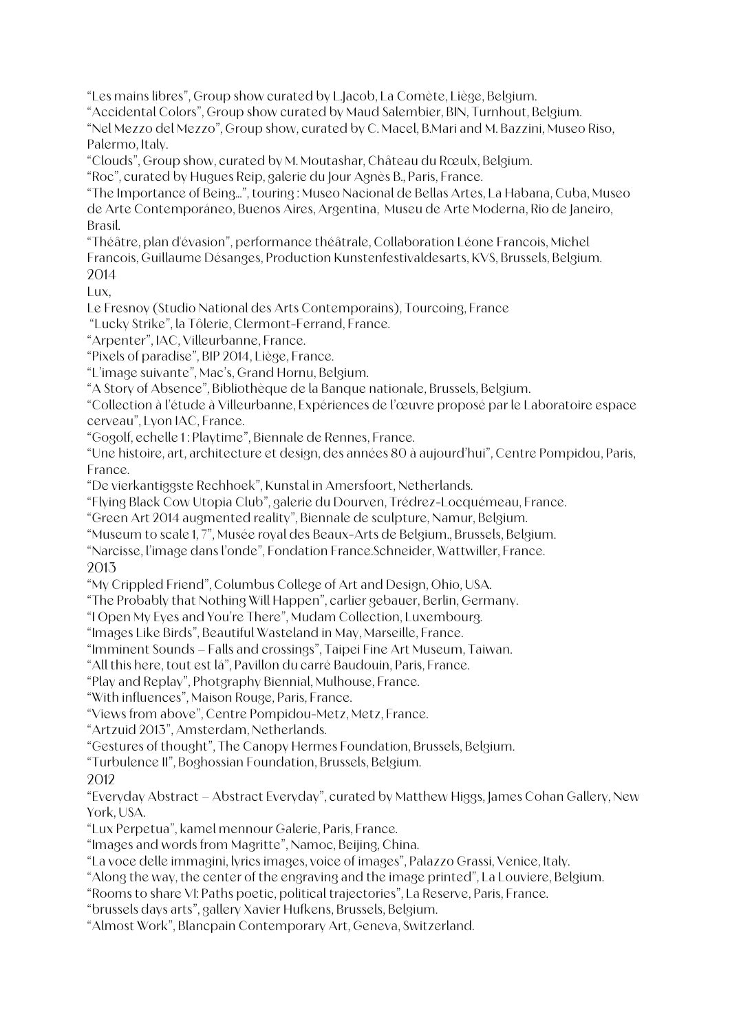"Les mains libres", Group show curated by L.Jacob, La Comète, Liège, Belgium.
"Accidental Colors", Group show curated by Maud Salembier, BIN, Turnhout, Belgium.
"Nel Mezzo del Mezzo", Group show, curated by C. Macel, B.Mari and M. Bazzini, Museo Riso, Palermo, Italy.
"Clouds", Group show, curated by M. Moutashar, Château du Rœulx, Belgium.
"Roc", curated by Hugues Reip, galerie du Jour Agnès B., Paris, France.
"The Importance of Being…", touring : Museo Nacional de Bellas Artes, La Habana, Cuba, Museo de Arte Contemporáneo, Buenos Aires, Argentina, Museu de Arte Moderna, Rio de Janeiro, Brasil.
"Théâtre, plan d'évasion", performance théâtrale, Collaboration Léone Francois, Michel Francois, Guillaume Désanges, Production Kunstenfestivaldesarts, KVS, Brussels, Belgium.

2014

Lux,
Le Fresnoy (Studio National des Arts Contemporains), Tourcoing, France
"Lucky Strike", la Tôlerie, Clermont-Ferrand, France.
"Arpenter", IAC, Villeurbanne, France.
"Pixels of paradise", BIP 2014, Liège, France.
"L'image suivante", Mac's, Grand Hornu, Belgium.
"A Story of Absence", Bibliothèque de la Banque nationale, Brussels, Belgium.
"Collection à l'étude à Villeurbanne, Expériences de l'œuvre proposé par le Laboratoire espace cerveau", Lyon IAC, France.
"Gogolf, echelle 1 : Playtime", Biennale de Rennes, France.
"Une histoire, art, architecture et design, des années 80 à aujourd'hui", Centre Pompidou, Paris, France.
"De vierkantiggste Rechhoek", Kunstal in Amersfoort, Netherlands.
"Flying Black Cow Utopia Club", galerie du Dourven, Trédrez-Locquémeau, France.
"Green Art 2014 augmented reality", Biennale de sculpture, Namur, Belgium.
"Museum to scale 1, 7", Musée royal des Beaux-Arts de Belgium., Brussels, Belgium.
"Narcisse, l'image dans l'onde", Fondation France.Schneider, Wattwiller, France.

2013

"My Crippled Friend", Columbus College of Art and Design, Ohio, USA.
"The Probably that Nothing Will Happen", carlier gebauer, Berlin, Germany.
"I Open My Eyes and You're There", Mudam Collection, Luxembourg.
"Images Like Birds", Beautiful Wasteland in May, Marseille, France.
"Imminent Sounds – Falls and crossings", Taipei Fine Art Museum, Taiwan.
"All this here, tout est là", Pavillon du carré Baudouin, Paris, France.
"Play and Replay", Photgraphy Biennial, Mulhouse, France.
"With influences", Maison Rouge, Paris, France.
"Views from above", Centre Pompidou-Metz, Metz, France.
"Artzuid 2013", Amsterdam, Netherlands.
"Gestures of thought", The Canopy Hermes Foundation, Brussels, Belgium.
"Turbulence II", Boghossian Foundation, Brussels, Belgium.

2012

"Everyday Abstract – Abstract Everyday", curated by Matthew Higgs, James Cohan Gallery, New York, USA.
"Lux Perpetua", kamel mennour Galerie, Paris, France.
"Images and words from Magritte", Namoc, Beijing, China.
"La voce delle immagini, lyrics images, voice of images", Palazzo Grassi, Venice, Italy.
"Along the way, the center of the engraving and the image printed", La Louviere, Belgium.
"Rooms to share VI: Paths poetic, political trajectories", La Reserve, Paris, France.
"brussels days arts", gallery Xavier Hufkens, Brussels, Belgium.
"Almost Work", Blancpain Contemporary Art, Geneva, Switzerland.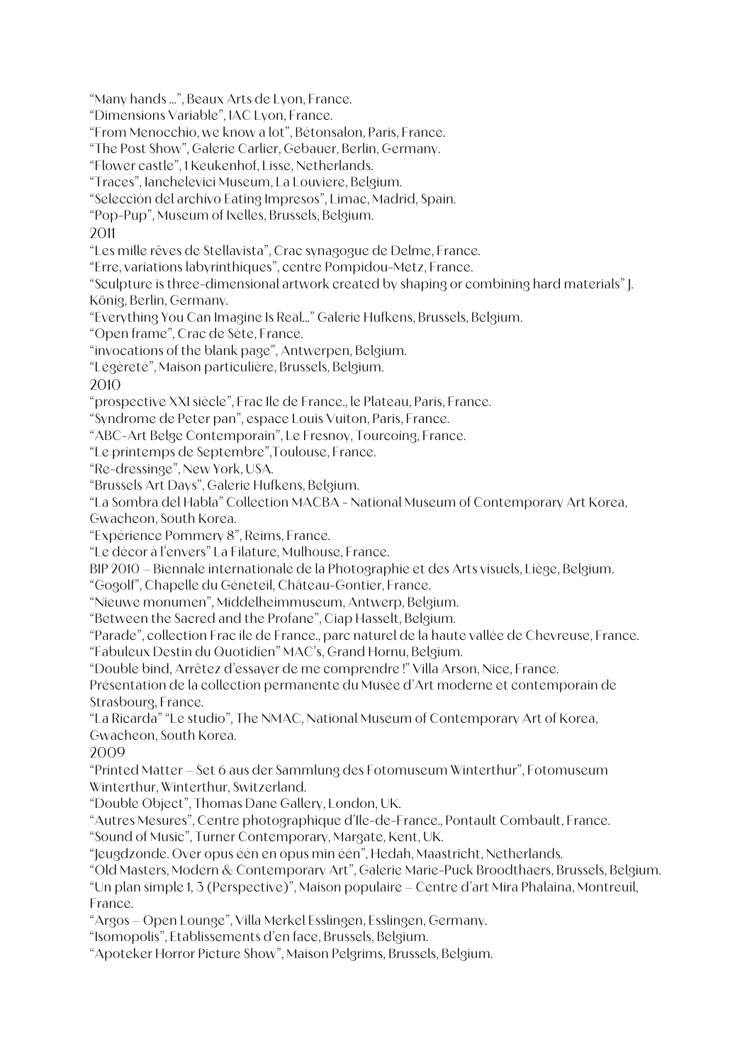“Many hands ...”, Beaux Arts de Lyon, France.
“Dimensions Variable”, IAC Lyon, France.
“From Menocchio, we know a lot”, Bétonsalon, Paris, France.
“The Post Show”, Galerie Carlier, Gebauer, Berlin, Germany.
“Flower castle”, 1 Keukenhof, Lisse, Netherlands.
“Traces”, Ianchelevici Museum, La Louviere, Belgium.
“Selección del archivo Eating Impresos”, Limac, Madrid, Spain.
“Pop-Pup”, Museum of Ixelles, Brussels, Belgium.

2011

“Les mille rêves de Stellavista”, Crac synagogue de Delme, France.
“Erre, variations labyrinthiques”, centre Pompidou-Metz, France.
“Sculpture is three-dimensional artwork created by shaping or combining hard materials” J. König, Berlin, Germany.
“Everything You Can Imagine Is Real...” Galerie Hufkens, Brussels, Belgium.
“Open frame”, Crac de Sète, France.
“invocations of the blank page”, Antwerpen, Belgium.
“Légèreté”, Maison particulière, Brussels, Belgium.

2010

“prospective XXI siècle”, Frac Ile de France., le Plateau, Paris, France.
“Syndrome de Peter pan”, espace Louis Vuiton, Paris, France.
“ABC-Art Belge Contemporain”, Le Fresnoy, Tourcoing, France.
“Le printemps de Septembre”,Toulouse, France.
“Re-dressinge”, New York, USA.
“Brussels Art Days”, Galerie Hufkens, Belgium.
“La Sombra del Habla” Collection MACBA - National Museum of Contemporary Art Korea, Gwacheon, South Korea.
“Expérience Pommery 8”, Reims, France.
“Le décor à l’envers” La Filature, Mulhouse, France.
BIP 2010 – Biennale internationale de la Photographie et des Arts visuels, Liège, Belgium.
“Gogolf”, Chapelle du Généteil, Château-Gontier, France.
“Nieuwe monumen”, Middelheimmuseum, Antwerp, Belgium.
“Between the Sacred and the Profane”, Ciap Hasselt, Belgium.
“Parade”, collection Frac ile de France., parc naturel de la haute vallée de Chevreuse, France.
“Fabuleux Destin du Quotidien” MAC’s, Grand Hornu, Belgium.
“Double bind, Arrêtez d’essayer de me comprendre !” Villa Arson, Nice, France.
Présentation de la collection permanente du Musée d’Art moderne et contemporain de Strasbourg, France.
“La Ricarda” “Le studio”, The NMAC, National Museum of Contemporary Art of Korea, Gwacheon, South Korea.

2009

“Printed Matter – Set 6 aus der Sammlung des Fotomuseum Winterthur”, Fotomuseum Winterthur, Winterthur, Switzerland.
“Double Object”, Thomas Dane Gallery, London, UK.
“Autres Mesures”, Centre photographique d’Ile-de-France., Pontault Combault, France.
“Sound of Music”, Turner Contemporary, Margate, Kent, UK.
“Jeugdzonde. Over opus één en opus min één”, Hedah, Maastricht, Netherlands.
“Old Masters, Modern & Contemporary Art”, Galerie Marie-Puck Broodthaers, Brussels, Belgium.
“Un plan simple 1, 3 (Perspective)”, Maison populaire – Centre d’art Mira Phalaina, Montreuil, France.
“Argos – Open Lounge”, Villa Merkel Esslingen, Esslingen, Germany.
“Isomopolis”, Etablissements d’en face, Brussels, Belgium.
“Apoteker Horror Picture Show”, Maison Pelgrims, Brussels, Belgium.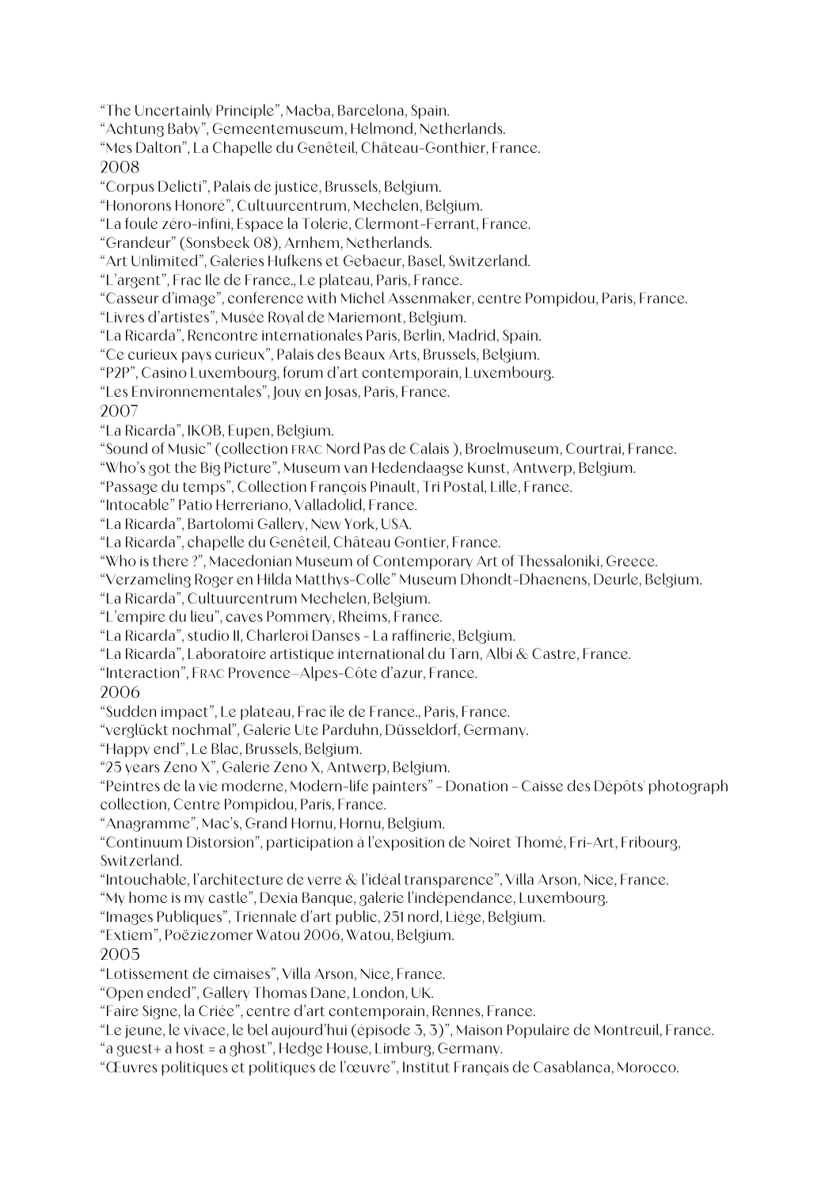“The Uncertainly Principle”, Macba, Barcelona, Spain.
“Achtung Baby”, Gemeentemuseum, Helmond, Netherlands.
“Mes Dalton”, La Chapelle du Genêteil, Château-Gonthier, France.

2008

“Corpus Delicti”, Palais de justice, Brussels, Belgium.
“Honorons Honoré”, Cultuurcentrum, Mechelen, Belgium.
“La foule zéro-infini, Espace la Tolerie, Clermont-Ferrant, France.
“Grandeur” (Sonsbeek 08), Arnhem, Netherlands.
“Art Unlimited”, Galeries Hufkens et Gebaeur, Basel, Switzerland.
“L’argent”, Frac Ile de France., Le plateau, Paris, France.
“Casseur d’image”, conference with Michel Assenmaker, centre Pompidou, Paris, France.
“Livres d’artistes”, Musée Royal de Mariemont, Belgium.
“La Ricarda”, Rencontre internationales Paris, Berlin, Madrid, Spain.
“Ce curieux pays curieux”, Palais des Beaux Arts, Brussels, Belgium.
“P2P”, Casino Luxembourg, forum d’art contemporain, Luxembourg.
“Les Environnementales”, Jouy en Josas, Paris, France.

2007

“La Ricarda”, IKOB, Eupen, Belgium.
“Sound of Music” (collection FRAC Nord Pas de Calais ), Broelmuseum, Courtrai, France.
“Who’s got the Big Picture”, Museum van Hedendaagse Kunst, Antwerp, Belgium.
“Passage du temps”, Collection François Pinault, Tri Postal, Lille, France.
“Intocable” Patio Herreriano, Valladolid, France.
“La Ricarda”, Bartolomi Gallery, New York, USA.
“La Ricarda”, chapelle du Genêteil, Château Gontier, France.
“Who is there ?”, Macedonian Museum of Contemporary Art of Thessaloniki, Greece.
“Verzameling Roger en Hilda Matthys-Colle” Museum Dhondt-Dhaenens, Deurle, Belgium.
“La Ricarda”, Cultuurcentrum Mechelen, Belgium.
“L’empire du lieu”, caves Pommery, Rheims, France.
“La Ricarda”, studio II, Charleroi Danses - La raffinerie, Belgium.
“La Ricarda”, Laboratoire artistique international du Tarn, Albi & Castre, France.
“Interaction”, FRAC Provence–Alpes-Côte d’azur, France.

2006

“Sudden impact”, Le plateau, Frac île de France., Paris, France.
“verglückt nochmal”, Galerie Ute Parduhn, Düsseldorf, Germany.
“Happy end”, Le Blac, Brussels, Belgium.
“25 years Zeno X”, Galerie Zeno X, Antwerp, Belgium.
“Peintres de la vie moderne, Modern-life painters” - Donation - Caisse des Dépôts' photograph collection, Centre Pompidou, Paris, France.
“Anagramme”, Mac’s, Grand Hornu, Hornu, Belgium.
“Continuum Distorsion”, participation à l’exposition de Noiret Thomé, Fri-Art, Fribourg, Switzerland.
“Intouchable, l’architecture de verre & l’idéal transparence”, Villa Arson, Nice, France.
“My home is my castle”, Dexia Banque, galerie l’indépendance, Luxembourg.
“Images Publiques”, Triennale d’art public, 251 nord, Liège, Belgium.
“Extiem”, Poëziezomer Watou 2006, Watou, Belgium.

2005

“Lotissement de cimaises”, Villa Arson, Nice, France.
“Open ended”, Gallery Thomas Dane, London, UK.
“Faire Signe, la Criée”, centre d’art contemporain, Rennes, France.
“Le jeune, le vivace, le bel aujourd’hui (épisode 3, 3)”, Maison Populaire de Montreuil, France.
“a guest+ a host = a ghost”, Hedge House, Limburg, Germany.
“Œuvres politiques et politiques de l’œuvre”, Institut Français de Casablanca, Morocco.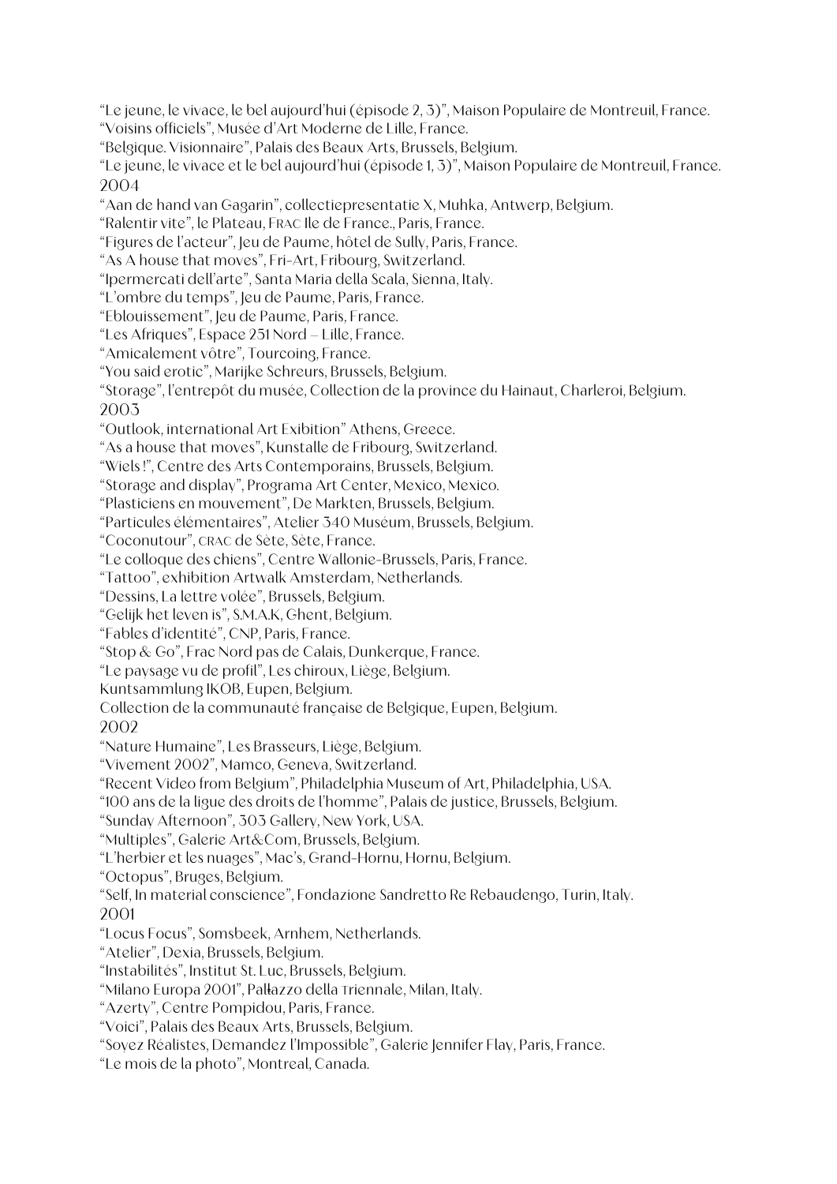"Le jeune, le vivace, le bel aujourd'hui (épisode 2, 3)", Maison Populaire de Montreuil, France.
"Voisins officiels", Musée d'Art Moderne de Lille, France.
"Belgique. Visionnaire", Palais des Beaux Arts, Brussels, Belgium.
"Le jeune, le vivace et le bel aujourd'hui (épisode 1, 3)", Maison Populaire de Montreuil, France.

2004

"Aan de hand van Gagarin", collectiepresentatie X, Muhka, Antwerp, Belgium.
"Ralentir vite", le Plateau, FRAC Ile de France., Paris, France.
"Figures de l'acteur", Jeu de Paume, hôtel de Sully, Paris, France.
"As A house that moves", Fri-Art, Fribourg, Switzerland.
"Ipermercati dell'arte", Santa Maria della Scala, Sienna, Italy.
"L'ombre du temps", Jeu de Paume, Paris, France.
"Eblouissement", Jeu de Paume, Paris, France.
"Les Afriques", Espace 251 Nord – Lille, France.
"Amicalement vôtre", Tourcoing, France.
"You said erotic", Marijke Schreurs, Brussels, Belgium.
"Storage", l'entrepôt du musée, Collection de la province du Hainaut, Charleroi, Belgium.

2003

"Outlook, international Art Exibition" Athens, Greece.
"As a house that moves", Kunstalle de Fribourg, Switzerland.
"Wiels !", Centre des Arts Contemporains, Brussels, Belgium.
"Storage and display", Programa Art Center, Mexico, Mexico.
"Plasticiens en mouvement", De Markten, Brussels, Belgium.
"Particules élémentaires", Atelier 340 Muséum, Brussels, Belgium.
"Coconutour", CRAC de Sète, Sète, France.
"Le colloque des chiens", Centre Wallonie-Brussels, Paris, France.
"Tattoo", exhibition Artwalk Amsterdam, Netherlands.
"Dessins, La lettre volée", Brussels, Belgium.
"Gelijk het leven is", S.M.A.K, Ghent, Belgium.
"Fables d'identité", CNP, Paris, France.
"Stop & Go", Frac Nord pas de Calais, Dunkerque, France.
"Le paysage vu de profil", Les chiroux, Liège, Belgium.
Kuntsammlung IKOB, Eupen, Belgium.
Collection de la communauté française de Belgique, Eupen, Belgium.

2002

"Nature Humaine", Les Brasseurs, Liège, Belgium.
"Vivement 2002", Mamco, Geneva, Switzerland.
"Recent Video from Belgium", Philadelphia Museum of Art, Philadelphia, USA.
"100 ans de la ligue des droits de l'homme", Palais de justice, Brussels, Belgium.
"Sunday Afternoon", 303 Gallery, New York, USA.
"Multiples", Galerie Art&Com, Brussels, Belgium.
"L'herbier et les nuages", Mac's, Grand-Hornu, Hornu, Belgium.
"Octopus", Bruges, Belgium.
"Self, In material conscience", Fondazione Sandretto Re Rebaudengo, Turin, Italy.

2001

"Locus Focus", Somsbeek, Arnhem, Netherlands.
"Atelier", Dexia, Brussels, Belgium.
"Instabilités", Institut St. Luc, Brussels, Belgium.
"Milano Europa 2001", Palazzo della Triennale, Milan, Italy.
"Azerty", Centre Pompidou, Paris, France.
"Voici", Palais des Beaux Arts, Brussels, Belgium.
"Soyez Réalistes, Demandez l'Impossible", Galerie Jennifer Flay, Paris, France.
"Le mois de la photo", Montreal, Canada.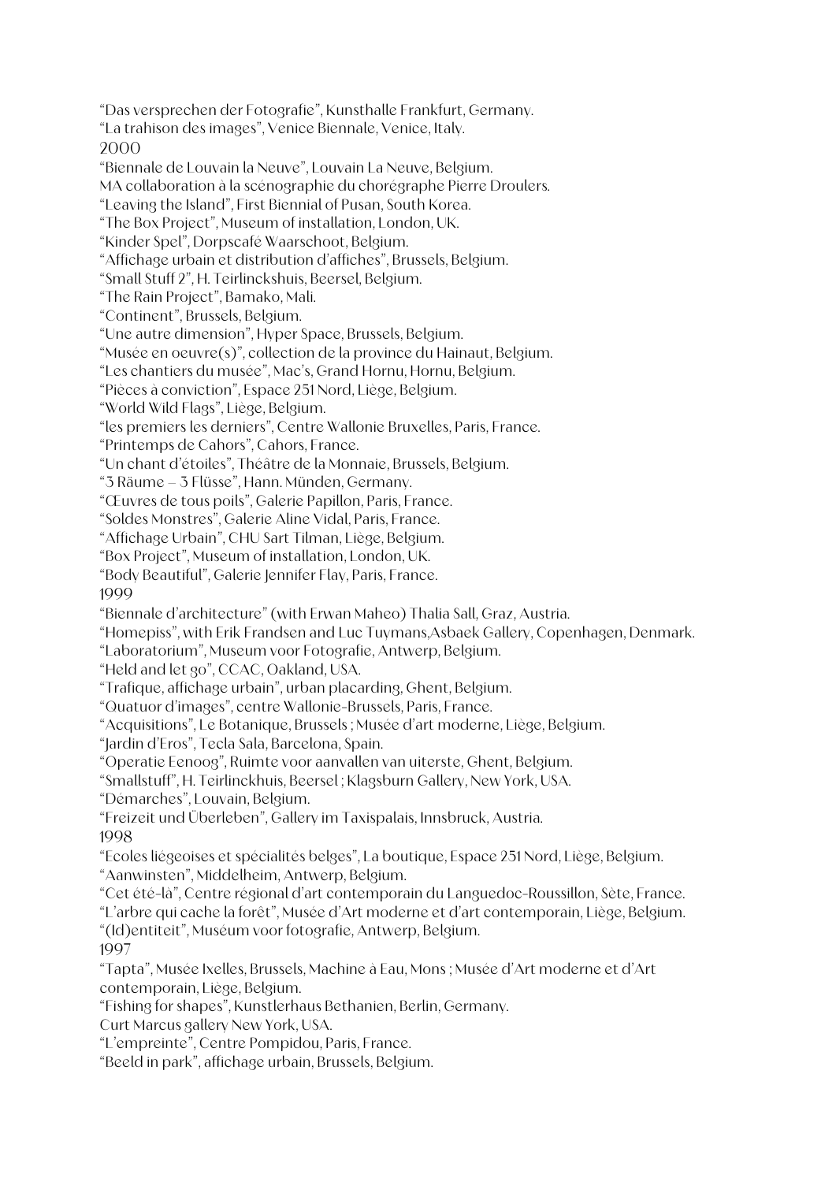“Das versprechen der Fotografie”, Kunsthalle Frankfurt, Germany.
“La trahison des images”, Venice Biennale, Venice, Italy.
2000
“Biennale de Louvain la Neuve”, Louvain La Neuve, Belgium.
MA collaboration à la scénographie du chorégraphe Pierre Droulers.
“Leaving the Island”, First Biennial of Pusan, South Korea.
“The Box Project”, Museum of installation, London, UK.
“Kinder Spel”, Dorpscafé Waarschoot, Belgium.
“Affichage urbain et distribution d’affiches”, Brussels, Belgium.
“Small Stuff 2”, H. Teirlinckshuis, Beersel, Belgium.
“The Rain Project”, Bamako, Mali.
“Continent”, Brussels, Belgium.
“Une autre dimension”, Hyper Space, Brussels, Belgium.
“Musée en oeuvre(s)”, collection de la province du Hainaut, Belgium.
“Les chantiers du musée”, Mac’s, Grand Hornu, Hornu, Belgium.
“Pièces à conviction”, Espace 251 Nord, Liège, Belgium.
“World Wild Flags”, Liège, Belgium.
“les premiers les derniers”, Centre Wallonie Bruxelles, Paris, France.
“Printemps de Cahors”, Cahors, France.
“Un chant d’étoiles”, Théâtre de la Monnaie, Brussels, Belgium.
“3 Räume – 3 Flüsse”, Hann. Münden, Germany.
“Œuvres de tous poils”, Galerie Papillon, Paris, France.
“Soldes Monstres”, Galerie Aline Vidal, Paris, France.
“Affichage Urbain”, CHU Sart Tilman, Liège, Belgium.
“Box Project”, Museum of installation, London, UK.
“Body Beautiful”, Galerie Jennifer Flay, Paris, France.
1999
“Biennale d’architecture” (with Erwan Maheo) Thalia Sall, Graz, Austria.
“Homepiss”, with Erik Frandsen and Luc Tuymans,Asbaek Gallery, Copenhagen, Denmark.
“Laboratorium”, Museum voor Fotografie, Antwerp, Belgium.
“Held and let go”, CCAC, Oakland, USA.
“Trafique, affichage urbain”, urban placarding, Ghent, Belgium.
“Quatuor d’images”, centre Wallonie-Brussels, Paris, France.
“Acquisitions”, Le Botanique, Brussels ; Musée d’art moderne, Liège, Belgium.
“Jardin d’Eros”, Tecla Sala, Barcelona, Spain.
“Operatie Eenoog”, Ruimte voor aanvallen van uiterste, Ghent, Belgium.
“Smallstuff”, H. Teirlinckhuis, Beersel ; Klagsburn Gallery, New York, USA.
“Démarches”, Louvain, Belgium.
“Freizeit und Überleben”, Gallery im Taxispalais, Innsbruck, Austria.
1998
“Ecoles liégeoises et spécialités belges”, La boutique, Espace 251 Nord, Liège, Belgium.
“Aanwinsten”, Middelheim, Antwerp, Belgium.
“Cet été-là”, Centre régional d’art contemporain du Languedoc-Roussillon, Sète, France.
“L’arbre qui cache la forêt”, Musée d’Art moderne et d’art contemporain, Liège, Belgium.
“(Id)entiteit”, Muséum voor fotografie, Antwerp, Belgium.
1997
“Tapta”, Musée Ixelles, Brussels, Machine à Eau, Mons ; Musée d’Art moderne et d’Art contemporain, Liège, Belgium.
“Fishing for shapes”, Kunstlerhaus Bethanien, Berlin, Germany.
Curt Marcus gallery New York, USA.
“L’empreinte”, Centre Pompidou, Paris, France.
“Beeld in park”, affichage urbain, Brussels, Belgium.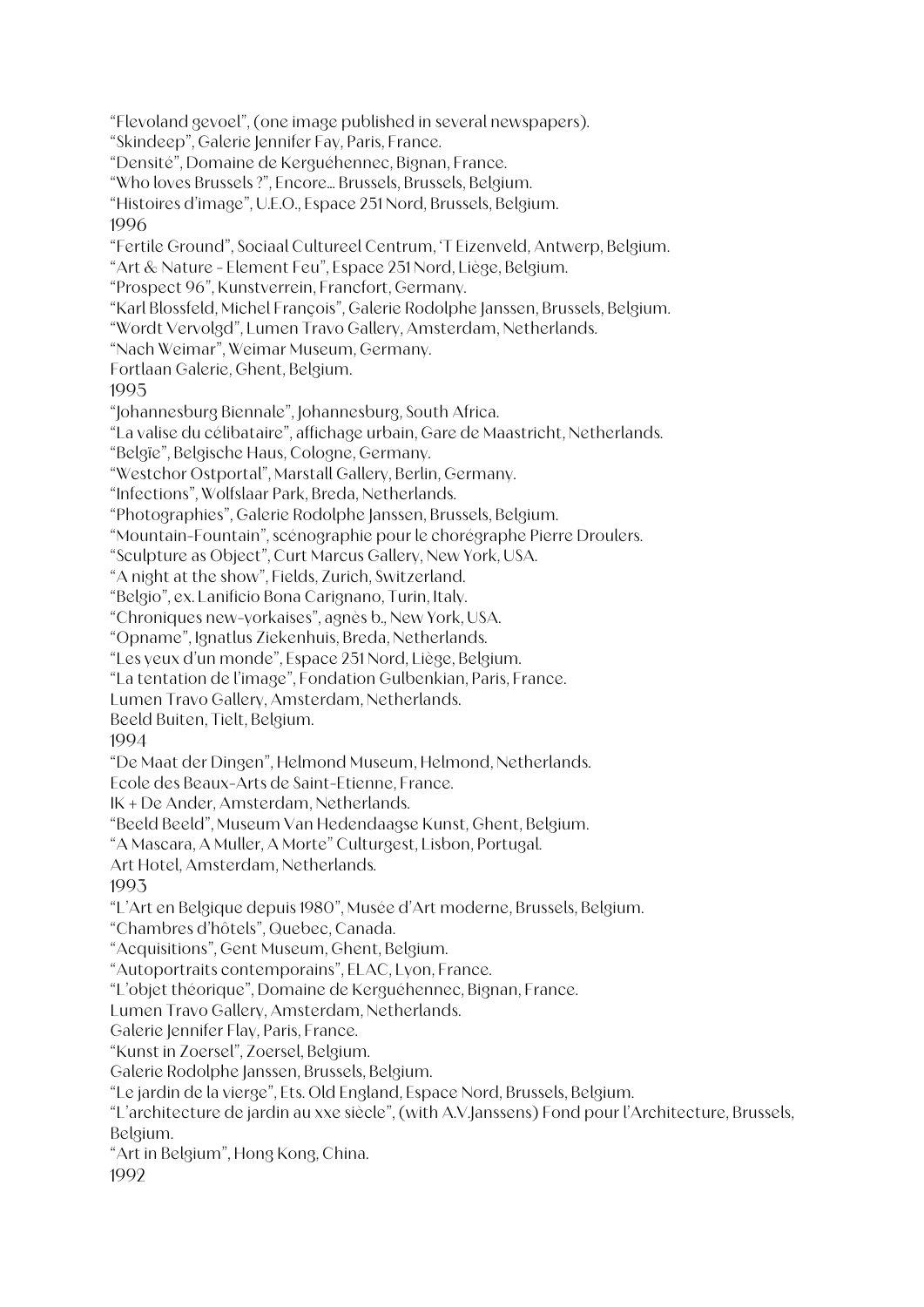"Flevoland gevoel", (one image published in several newspapers).
"Skindeep", Galerie Jennifer Fay, Paris, France.
"Densité", Domaine de Kerguéhennec, Bignan, France.
"Who loves Brussels ?", Encore... Brussels, Brussels, Belgium.
"Histoires d'image", U.E.O., Espace 251 Nord, Brussels, Belgium.
1996
"Fertile Ground", Sociaal Cultureel Centrum, 'T Eizenveld, Antwerp, Belgium.
"Art & Nature - Element Feu", Espace 251 Nord, Liège, Belgium.
"Prospect 96", Kunstverrein, Francfort, Germany.
"Karl Blossfeld, Michel François", Galerie Rodolphe Janssen, Brussels, Belgium.
"Wordt Vervolgd", Lumen Travo Gallery, Amsterdam, Netherlands.
"Nach Weimar", Weimar Museum, Germany.
Fortlaan Galerie, Ghent, Belgium.
1995
"Johannesburg Biennale", Johannesburg, South Africa.
"La valise du célibataire", affichage urbain, Gare de Maastricht, Netherlands.
"Belgïe", Belgische Haus, Cologne, Germany.
"Westchor Ostportal", Marstall Gallery, Berlin, Germany.
"Infections", Wolfslaar Park, Breda, Netherlands.
"Photographies", Galerie Rodolphe Janssen, Brussels, Belgium.
"Mountain-Fountain", scénographie pour le chorégraphe Pierre Droulers.
"Sculpture as Object", Curt Marcus Gallery, New York, USA.
"A night at the show", Fields, Zurich, Switzerland.
"Belgio", ex. Lanificio Bona Carignano, Turin, Italy.
"Chroniques new-yorkaises", agnès b., New York, USA.
"Opname", Ignatlus Ziekenhuis, Breda, Netherlands.
"Les yeux d'un monde", Espace 251 Nord, Liège, Belgium.
"La tentation de l'image", Fondation Gulbenkian, Paris, France.
Lumen Travo Gallery, Amsterdam, Netherlands.
Beeld Buiten, Tielt, Belgium.
1994
"De Maat der Dingen", Helmond Museum, Helmond, Netherlands.
Ecole des Beaux-Arts de Saint-Etienne, France.
IK + De Ander, Amsterdam, Netherlands.
"Beeld Beeld", Museum Van Hedendaagse Kunst, Ghent, Belgium.
"A Mascara, A Muller, A Morte" Culturgest, Lisbon, Portugal.
Art Hotel, Amsterdam, Netherlands.
1993
"L'Art en Belgique depuis 1980", Musée d'Art moderne, Brussels, Belgium.
"Chambres d'hôtels", Quebec, Canada.
"Acquisitions", Gent Museum, Ghent, Belgium.
"Autoportraits contemporains", ELAC, Lyon, France.
"L'objet théorique", Domaine de Kerguéhennec, Bignan, France.
Lumen Travo Gallery, Amsterdam, Netherlands.
Galerie Jennifer Flay, Paris, France.
"Kunst in Zoersel", Zoersel, Belgium.
Galerie Rodolphe Janssen, Brussels, Belgium.
"Le jardin de la vierge", Ets. Old England, Espace Nord, Brussels, Belgium.
"L'architecture de jardin au xxe siècle", (with A.V.Janssens) Fond pour l'Architecture, Brussels, Belgium.
"Art in Belgium", Hong Kong, China.
1992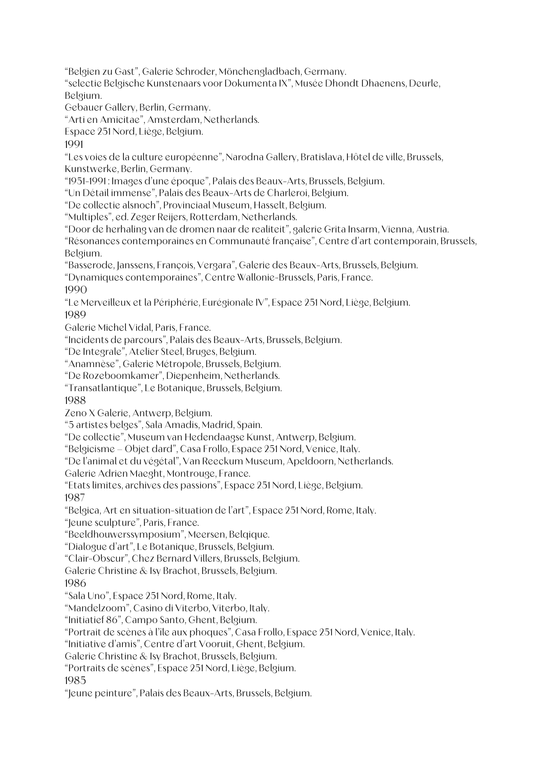"Belgien zu Gast", Galerie Schroder, Mönchengladbach, Germany.
"selectie Belgische Kunstenaars voor Dokumenta IX", Musée Dhondt Dhaenens, Deurle, Belgium.
Gebauer Gallery, Berlin, Germany.
"Arti en Amicitae", Amsterdam, Netherlands.
Espace 251 Nord, Liège, Belgium.

1991

"Les voies de la culture européenne", Narodna Gallery, Bratislava, Hôtel de ville, Brussels, Kunstwerke, Berlin, Germany.
"1951-1991 : Images d'une époque", Palais des Beaux-Arts, Brussels, Belgium.
"Un Détail immense", Palais des Beaux-Arts de Charleroi, Belgium.
"De collectie alsnoch", Provinciaal Museum, Hasselt, Belgium.
"Multiples", ed. Zeger Reijers, Rotterdam, Netherlands.
"Door de herhaling van de dromen naar de realiteit", galerie Grita Insarm, Vienna, Austria.
"Résonances contemporaines en Communauté française", Centre d'art contemporain, Brussels, Belgium.
"Basserode, Janssens, François, Vergara", Galerie des Beaux-Arts, Brussels, Belgium.
"Dynamiques contemporaines", Centre Wallonie-Brussels, Paris, France.

1990

"Le Merveilleux et la Périphérie, Eurégionale IV", Espace 251 Nord, Liège, Belgium.

1989

Galerie Michel Vidal, Paris, France.
"Incidents de parcours", Palais des Beaux-Arts, Brussels, Belgium.
"De Integrale", Atelier Steel, Bruges, Belgium.
"Anamnèse", Galerie Métropole, Brussels, Belgium.
"De Rozeboomkamer", Diepenheim, Netherlands.
"Transatlantique", Le Botanique, Brussels, Belgium.

1988

Zeno X Galerie, Antwerp, Belgium.
"5 artistes belges", Sala Amadis, Madrid, Spain.
"De collectie", Museum van Hedendaagse Kunst, Antwerp, Belgium.
"Belgicisme – Objet dard", Casa Frollo, Espace 251 Nord, Venice, Italy.
"De l'animal et du végétal", Van Reeckum Museum, Apeldoorn, Netherlands.
Galerie Adrien Maeght, Montrouge, France.
"Etats limites, archives des passions", Espace 251 Nord, Liège, Belgium.

1987

"Belgica, Art en situation-situation de l'art", Espace 251 Nord, Rome, Italy.
"Jeune sculpture", Paris, France.
"Beeldhouwerssymposium", Meersen, Belqique.
"Dialogue d'art", Le Botanique, Brussels, Belgium.
"Clair-Obscur", Chez Bernard Villers, Brussels, Belgium.
Galerie Christine & Isy Brachot, Brussels, Belgium.

1986

"Sala Uno", Espace 251 Nord, Rome, Italy.
"Mandelzoom", Casino di Viterbo, Viterbo, Italy.
"Initiatief 86", Campo Santo, Ghent, Belgium.
"Portrait de scènes à l'île aux phoques", Casa Frollo, Espace 251 Nord, Venice, Italy.
"Initiative d'amis", Centre d'art Vooruit, Ghent, Belgium.
Galerie Christine & Isy Brachot, Brussels, Belgium.
"Portraits de scènes", Espace 251 Nord, Liège, Belgium.

1985

"Jeune peinture", Palais des Beaux-Arts, Brussels, Belgium.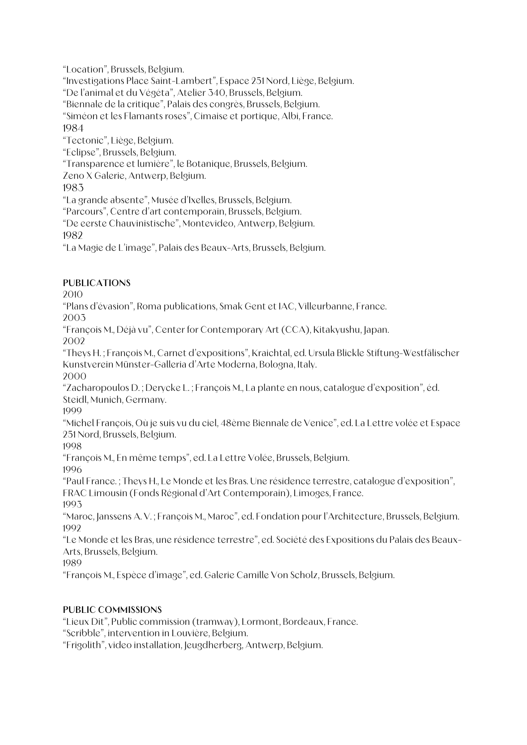"Location", Brussels, Belgium.
"Investigations Place Saint-Lambert", Espace 251 Nord, Liège, Belgium.
"De l'animal et du Végéta", Atelier 340, Brussels, Belgium.
"Biennale de la critique", Palais des congrès, Brussels, Belgium.
"Siméon et les Flamants roses", Cimaise et portique, Albi, France.
1984
"Tectonic", Liège, Belgium.
"Eclipse", Brussels, Belgium.
"Transparence et lumière", le Botanique, Brussels, Belgium.
Zeno X Galerie, Antwerp, Belgium.
1983
"La grande absente", Musée d'Ixelles, Brussels, Belgium.
"Parcours", Centre d'art contemporain, Brussels, Belgium.
"De eerste Chauvinistische", Montevideo, Antwerp, Belgium.
1982
"La Magie de L'image", Palais des Beaux-Arts, Brussels, Belgium.

**PUBLICATIONS**

2010
"Plans d'évasion", Roma publications, Smak Gent et IAC, Villeurbanne, France.
2003
"François M., Déjà vu", Center for Contemporary Art (CCA), Kitakyushu, Japan.
2002
"Theys H. ; François M., Carnet d'expositions", Kraichtal, ed. Ursula Blickle Stiftung-Westfälischer Kunstverein Münster-Galleria d'Arte Moderna, Bologna, Italy.
2000
"Zacharopoulos D. ; Derycke L. ; François M., La plante en nous, catalogue d'exposition", éd. Steidl, Munich, Germany.
1999
"Michel François, Où je suis vu du ciel, 48ème Biennale de Venice", ed. La Lettre volée et Espace 251 Nord, Brussels, Belgium.
1998
"François M., En même temps", ed. La Lettre Volée, Brussels, Belgium.
1996
"Paul France. ; Theys H., Le Monde et les Bras. Une résidence terrestre, catalogue d'exposition", FRAC Limousin (Fonds Régional d'Art Contemporain), Limoges, France.
1993
"Maroc, Janssens A. V. ; François M., Maroc", ed. Fondation pour l'Architecture, Brussels, Belgium.
1992
"Le Monde et les Bras, une résidence terrestre", ed. Société des Expositions du Palais des Beaux-Arts, Brussels, Belgium.
1989
"François M., Espèce d'image", ed. Galerie Camille Von Scholz, Brussels, Belgium.

**PUBLIC COMMISSIONS**

"Lieux Dit", Public commission (tramway), Lormont, Bordeaux, France.
"Scribble", intervention in Louvière, Belgium.
"Frigolith", video installation, Jeugdherberg, Antwerp, Belgium.